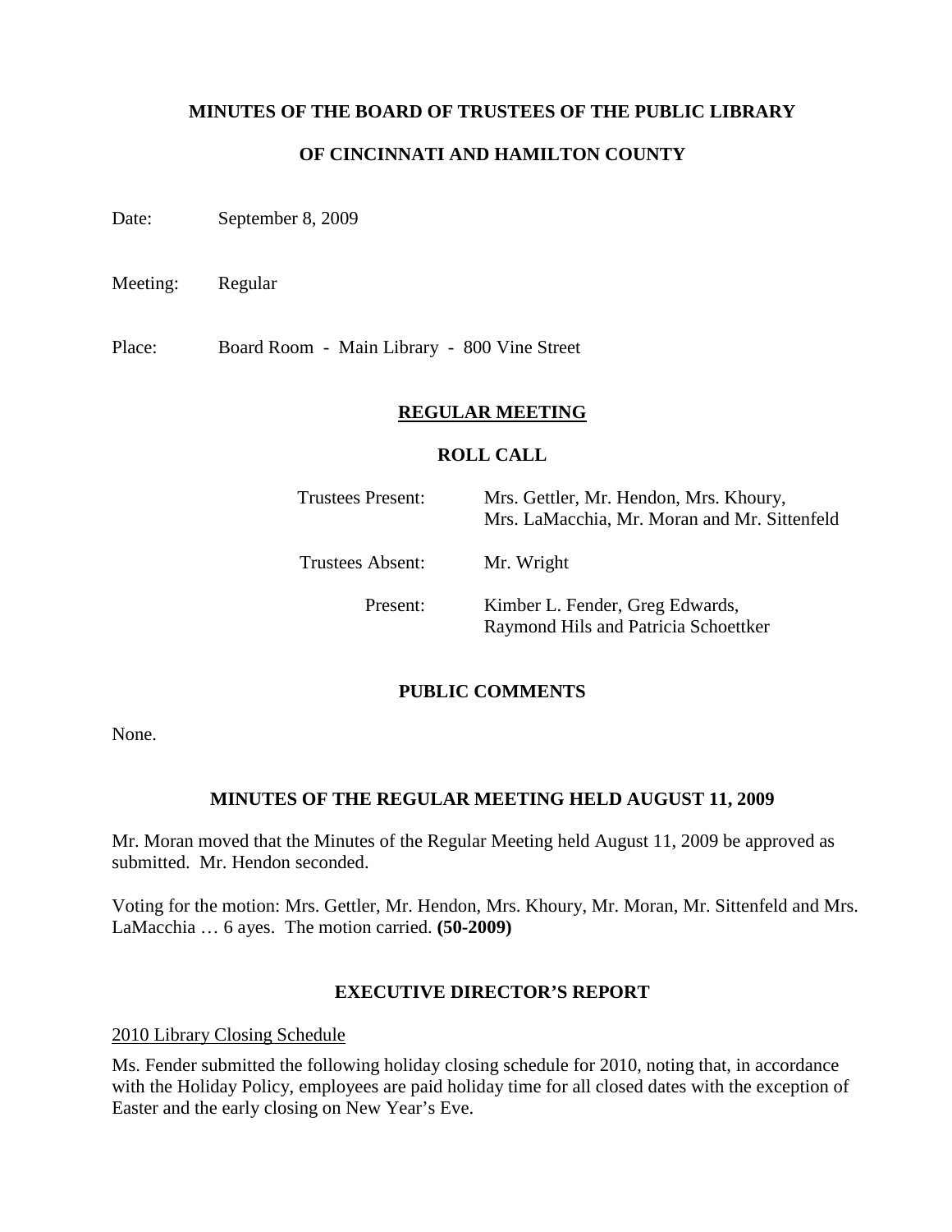# MINUTES OF THE BOARD OF TRUSTEES OF THE PUBLIC LIBRARY

# OF CINCINNATI AND HAMILTON COUNTY

Date: September 8, 2009

Meeting: Regular

Place: Board Room - Main Library - 800 Vine Street

## REGULAR MEETING

### ROLL CALL

| | |
|---|---|
| Trustees Present: | Mrs. Gettler, Mr. Hendon, Mrs. Khoury, Mrs. LaMacchia, Mr. Moran and Mr. Sittenfeld |
| Trustees Absent: | Mr. Wright |
| Present: | Kimber L. Fender, Greg Edwards, Raymond Hils and Patricia Schoettker |

### PUBLIC COMMENTS

None.

### MINUTES OF THE REGULAR MEETING HELD AUGUST 11, 2009

Mr. Moran moved that the Minutes of the Regular Meeting held August 11, 2009 be approved as submitted. Mr. Hendon seconded.

Voting for the motion: Mrs. Gettler, Mr. Hendon, Mrs. Khoury, Mr. Moran, Mr. Sittenfeld and Mrs. LaMacchia … 6 ayes. The motion carried. **(50-2009)**

### EXECUTIVE DIRECTOR'S REPORT

2010 Library Closing Schedule

Ms. Fender submitted the following holiday closing schedule for 2010, noting that, in accordance with the Holiday Policy, employees are paid holiday time for all closed dates with the exception of Easter and the early closing on New Year's Eve.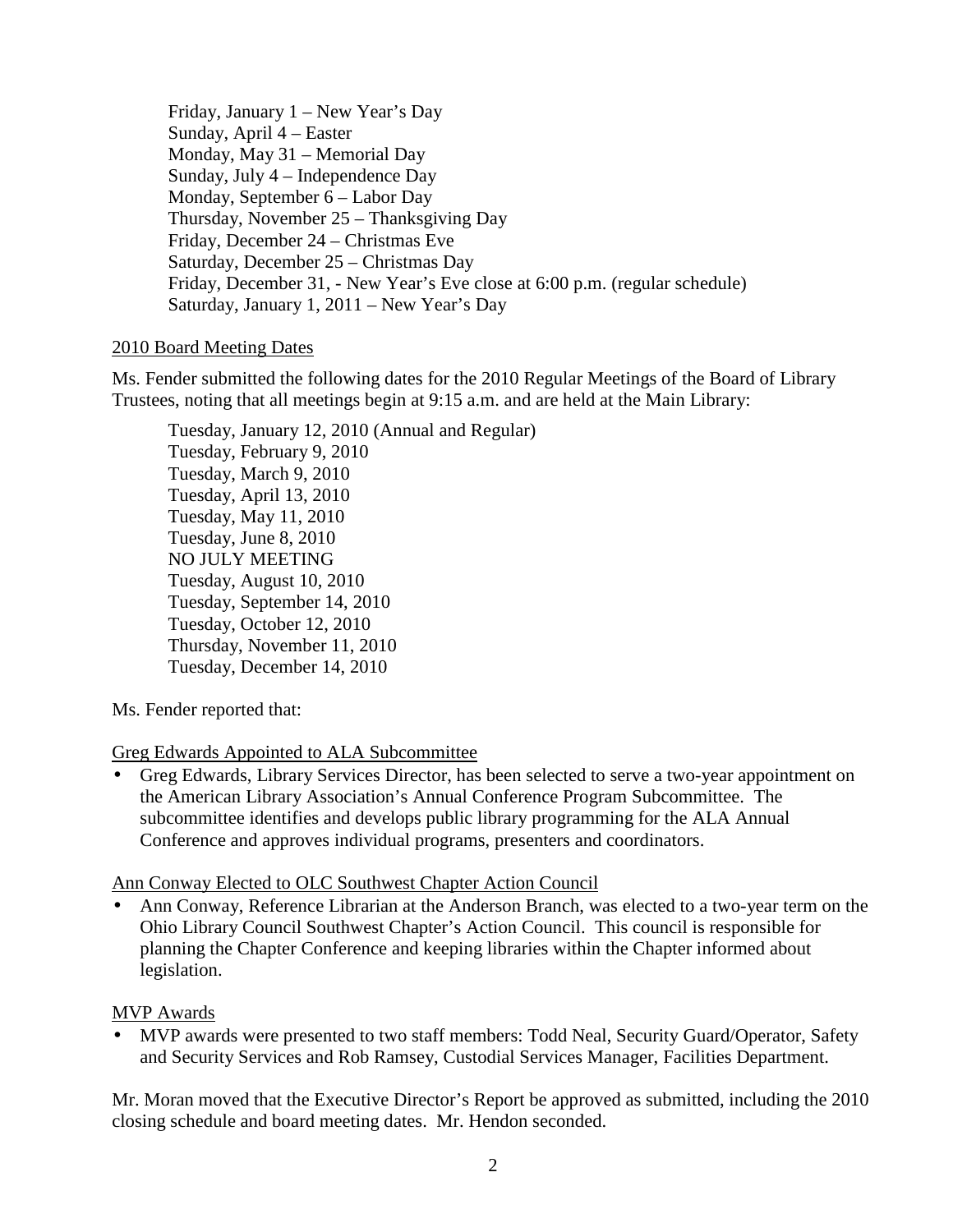Friday, January 1 – New Year's Day
Sunday, April 4 – Easter
Monday, May 31 – Memorial Day
Sunday, July 4 – Independence Day
Monday, September 6 – Labor Day
Thursday, November 25 – Thanksgiving Day
Friday, December 24 – Christmas Eve
Saturday, December 25 – Christmas Day
Friday, December 31, - New Year's Eve close at 6:00 p.m. (regular schedule)
Saturday, January 1, 2011 – New Year's Day

<u>2010 Board Meeting Dates</u>

Ms. Fender submitted the following dates for the 2010 Regular Meetings of the Board of Library Trustees, noting that all meetings begin at 9:15 a.m. and are held at the Main Library:

Tuesday, January 12, 2010 (Annual and Regular)
Tuesday, February 9, 2010
Tuesday, March 9, 2010
Tuesday, April 13, 2010
Tuesday, May 11, 2010
Tuesday, June 8, 2010
NO JULY MEETING
Tuesday, August 10, 2010
Tuesday, September 14, 2010
Tuesday, October 12, 2010
Thursday, November 11, 2010
Tuesday, December 14, 2010

Ms. Fender reported that:

<u>Greg Edwards Appointed to ALA Subcommittee</u>

- Greg Edwards, Library Services Director, has been selected to serve a two-year appointment on the American Library Association's Annual Conference Program Subcommittee. The subcommittee identifies and develops public library programming for the ALA Annual Conference and approves individual programs, presenters and coordinators.

<u>Ann Conway Elected to OLC Southwest Chapter Action Council</u>

- Ann Conway, Reference Librarian at the Anderson Branch, was elected to a two-year term on the Ohio Library Council Southwest Chapter's Action Council. This council is responsible for planning the Chapter Conference and keeping libraries within the Chapter informed about legislation.

<u>MVP Awards</u>

- MVP awards were presented to two staff members: Todd Neal, Security Guard/Operator, Safety and Security Services and Rob Ramsey, Custodial Services Manager, Facilities Department.

Mr. Moran moved that the Executive Director's Report be approved as submitted, including the 2010 closing schedule and board meeting dates. Mr. Hendon seconded.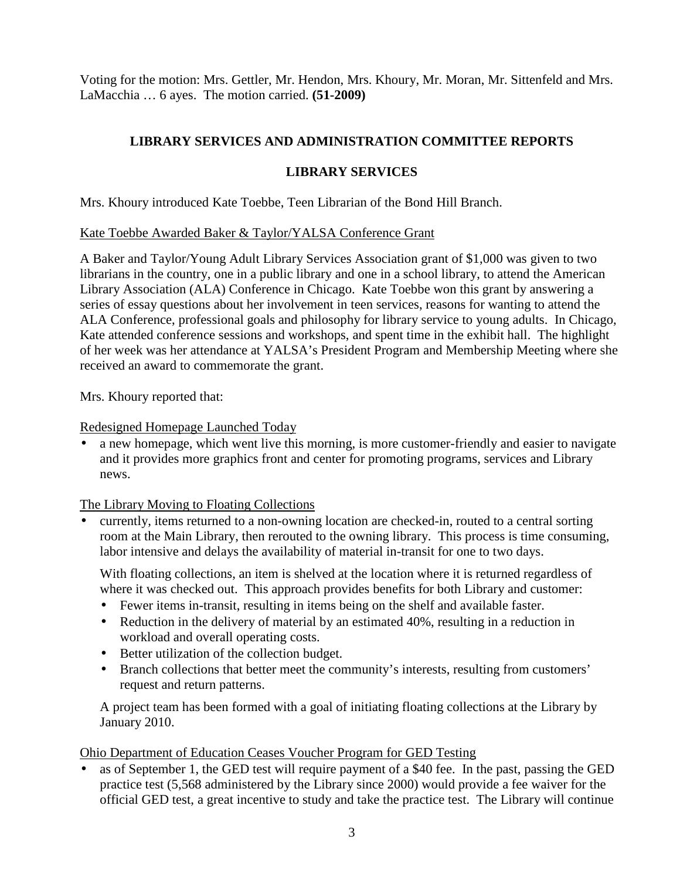Voting for the motion: Mrs. Gettler, Mr. Hendon, Mrs. Khoury, Mr. Moran, Mr. Sittenfeld and Mrs. LaMacchia … 6 ayes. The motion carried. **(51-2009)**

## LIBRARY SERVICES AND ADMINISTRATION COMMITTEE REPORTS

## LIBRARY SERVICES

Mrs. Khoury introduced Kate Toebbe, Teen Librarian of the Bond Hill Branch.

Kate Toebbe Awarded Baker & Taylor/YALSA Conference Grant

A Baker and Taylor/Young Adult Library Services Association grant of $1,000 was given to two librarians in the country, one in a public library and one in a school library, to attend the American Library Association (ALA) Conference in Chicago. Kate Toebbe won this grant by answering a series of essay questions about her involvement in teen services, reasons for wanting to attend the ALA Conference, professional goals and philosophy for library service to young adults. In Chicago, Kate attended conference sessions and workshops, and spent time in the exhibit hall. The highlight of her week was her attendance at YALSA's President Program and Membership Meeting where she received an award to commemorate the grant.

Mrs. Khoury reported that:

Redesigned Homepage Launched Today

- a new homepage, which went live this morning, is more customer-friendly and easier to navigate and it provides more graphics front and center for promoting programs, services and Library news.

The Library Moving to Floating Collections

- currently, items returned to a non-owning location are checked-in, routed to a central sorting room at the Main Library, then rerouted to the owning library. This process is time consuming, labor intensive and delays the availability of material in-transit for one to two days.

  With floating collections, an item is shelved at the location where it is returned regardless of where it was checked out. This approach provides benefits for both Library and customer:
  - Fewer items in-transit, resulting in items being on the shelf and available faster.
  - Reduction in the delivery of material by an estimated 40%, resulting in a reduction in workload and overall operating costs.
  - Better utilization of the collection budget.
  - Branch collections that better meet the community's interests, resulting from customers' request and return patterns.

  A project team has been formed with a goal of initiating floating collections at the Library by January 2010.

Ohio Department of Education Ceases Voucher Program for GED Testing

- as of September 1, the GED test will require payment of a $40 fee. In the past, passing the GED practice test (5,568 administered by the Library since 2000) would provide a fee waiver for the official GED test, a great incentive to study and take the practice test. The Library will continue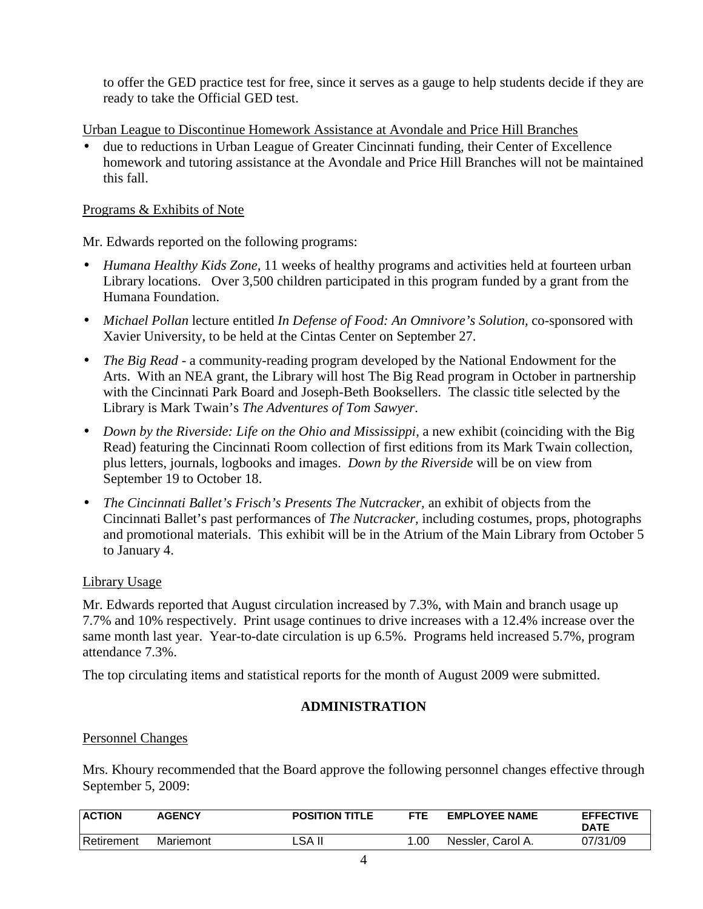to offer the GED practice test for free, since it serves as a gauge to help students decide if they are ready to take the Official GED test.

Urban League to Discontinue Homework Assistance at Avondale and Price Hill Branches

- due to reductions in Urban League of Greater Cincinnati funding, their Center of Excellence homework and tutoring assistance at the Avondale and Price Hill Branches will not be maintained this fall.

Programs & Exhibits of Note

Mr. Edwards reported on the following programs:

- *Humana Healthy Kids Zone,* 11 weeks of healthy programs and activities held at fourteen urban Library locations. Over 3,500 children participated in this program funded by a grant from the Humana Foundation.
- *Michael Pollan* lecture entitled *In Defense of Food: An Omnivore's Solution,* co-sponsored with Xavier University, to be held at the Cintas Center on September 27.
- *The Big Read* - a community-reading program developed by the National Endowment for the Arts. With an NEA grant, the Library will host The Big Read program in October in partnership with the Cincinnati Park Board and Joseph-Beth Booksellers. The classic title selected by the Library is Mark Twain's *The Adventures of Tom Sawyer*.
- *Down by the Riverside: Life on the Ohio and Mississippi*, a new exhibit (coinciding with the Big Read) featuring the Cincinnati Room collection of first editions from its Mark Twain collection, plus letters, journals, logbooks and images. *Down by the Riverside* will be on view from September 19 to October 18.
- *The Cincinnati Ballet's Frisch's Presents The Nutcracker,* an exhibit of objects from the Cincinnati Ballet's past performances of *The Nutcracker,* including costumes, props, photographs and promotional materials. This exhibit will be in the Atrium of the Main Library from October 5 to January 4.

Library Usage

Mr. Edwards reported that August circulation increased by 7.3%, with Main and branch usage up 7.7% and 10% respectively. Print usage continues to drive increases with a 12.4% increase over the same month last year. Year-to-date circulation is up 6.5%. Programs held increased 5.7%, program attendance 7.3%.

The top circulating items and statistical reports for the month of August 2009 were submitted.

## ADMINISTRATION

Personnel Changes

Mrs. Khoury recommended that the Board approve the following personnel changes effective through September 5, 2009:

| ACTION | AGENCY | POSITION TITLE | FTE | EMPLOYEE NAME | EFFECTIVE DATE |
|---|---|---|---|---|---|
| Retirement | Mariemont | LSA II | 1.00 | Nessler, Carol A. | 07/31/09 |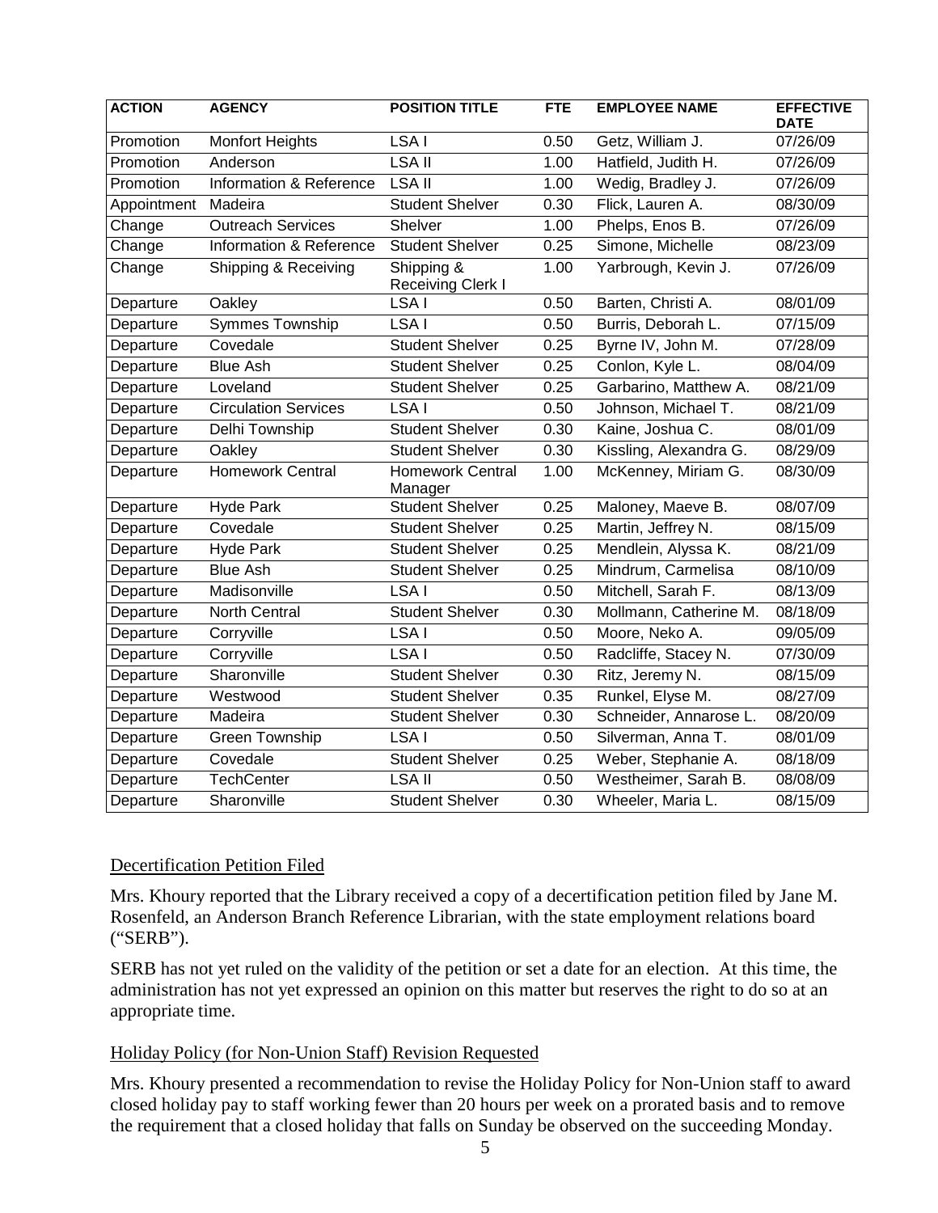| ACTION | AGENCY | POSITION TITLE | FTE | EMPLOYEE NAME | EFFECTIVE DATE |
|---|---|---|---|---|---|
| Promotion | Monfort Heights | LSA I | 0.50 | Getz, William J. | 07/26/09 |
| Promotion | Anderson | LSA II | 1.00 | Hatfield, Judith H. | 07/26/09 |
| Promotion | Information & Reference | LSA II | 1.00 | Wedig, Bradley J. | 07/26/09 |
| Appointment | Madeira | Student Shelver | 0.30 | Flick, Lauren A. | 08/30/09 |
| Change | Outreach Services | Shelver | 1.00 | Phelps, Enos B. | 07/26/09 |
| Change | Information & Reference | Student Shelver | 0.25 | Simone, Michelle | 08/23/09 |
| Change | Shipping & Receiving | Shipping & Receiving Clerk I | 1.00 | Yarbrough, Kevin J. | 07/26/09 |
| Departure | Oakley | LSA I | 0.50 | Barten, Christi A. | 08/01/09 |
| Departure | Symmes Township | LSA I | 0.50 | Burris, Deborah L. | 07/15/09 |
| Departure | Covedale | Student Shelver | 0.25 | Byrne IV, John M. | 07/28/09 |
| Departure | Blue Ash | Student Shelver | 0.25 | Conlon, Kyle L. | 08/04/09 |
| Departure | Loveland | Student Shelver | 0.25 | Garbarino, Matthew A. | 08/21/09 |
| Departure | Circulation Services | LSA I | 0.50 | Johnson, Michael T. | 08/21/09 |
| Departure | Delhi Township | Student Shelver | 0.30 | Kaine, Joshua C. | 08/01/09 |
| Departure | Oakley | Student Shelver | 0.30 | Kissling, Alexandra G. | 08/29/09 |
| Departure | Homework Central | Homework Central Manager | 1.00 | McKenney, Miriam G. | 08/30/09 |
| Departure | Hyde Park | Student Shelver | 0.25 | Maloney, Maeve B. | 08/07/09 |
| Departure | Covedale | Student Shelver | 0.25 | Martin, Jeffrey N. | 08/15/09 |
| Departure | Hyde Park | Student Shelver | 0.25 | Mendlein, Alyssa K. | 08/21/09 |
| Departure | Blue Ash | Student Shelver | 0.25 | Mindrum, Carmelisa | 08/10/09 |
| Departure | Madisonville | LSA I | 0.50 | Mitchell, Sarah F. | 08/13/09 |
| Departure | North Central | Student Shelver | 0.30 | Mollmann, Catherine M. | 08/18/09 |
| Departure | Corryville | LSA I | 0.50 | Moore, Neko A. | 09/05/09 |
| Departure | Corryville | LSA I | 0.50 | Radcliffe, Stacey N. | 07/30/09 |
| Departure | Sharonville | Student Shelver | 0.30 | Ritz, Jeremy N. | 08/15/09 |
| Departure | Westwood | Student Shelver | 0.35 | Runkel, Elyse M. | 08/27/09 |
| Departure | Madeira | Student Shelver | 0.30 | Schneider, Annarose L. | 08/20/09 |
| Departure | Green Township | LSA I | 0.50 | Silverman, Anna T. | 08/01/09 |
| Departure | Covedale | Student Shelver | 0.25 | Weber, Stephanie A. | 08/18/09 |
| Departure | TechCenter | LSA II | 0.50 | Westheimer, Sarah B. | 08/08/09 |
| Departure | Sharonville | Student Shelver | 0.30 | Wheeler, Maria L. | 08/15/09 |

## Decertification Petition Filed

Mrs. Khoury reported that the Library received a copy of a decertification petition filed by Jane M. Rosenfeld, an Anderson Branch Reference Librarian, with the state employment relations board ("SERB").

SERB has not yet ruled on the validity of the petition or set a date for an election. At this time, the administration has not yet expressed an opinion on this matter but reserves the right to do so at an appropriate time.

## Holiday Policy (for Non-Union Staff) Revision Requested

Mrs. Khoury presented a recommendation to revise the Holiday Policy for Non-Union staff to award closed holiday pay to staff working fewer than 20 hours per week on a prorated basis and to remove the requirement that a closed holiday that falls on Sunday be observed on the succeeding Monday.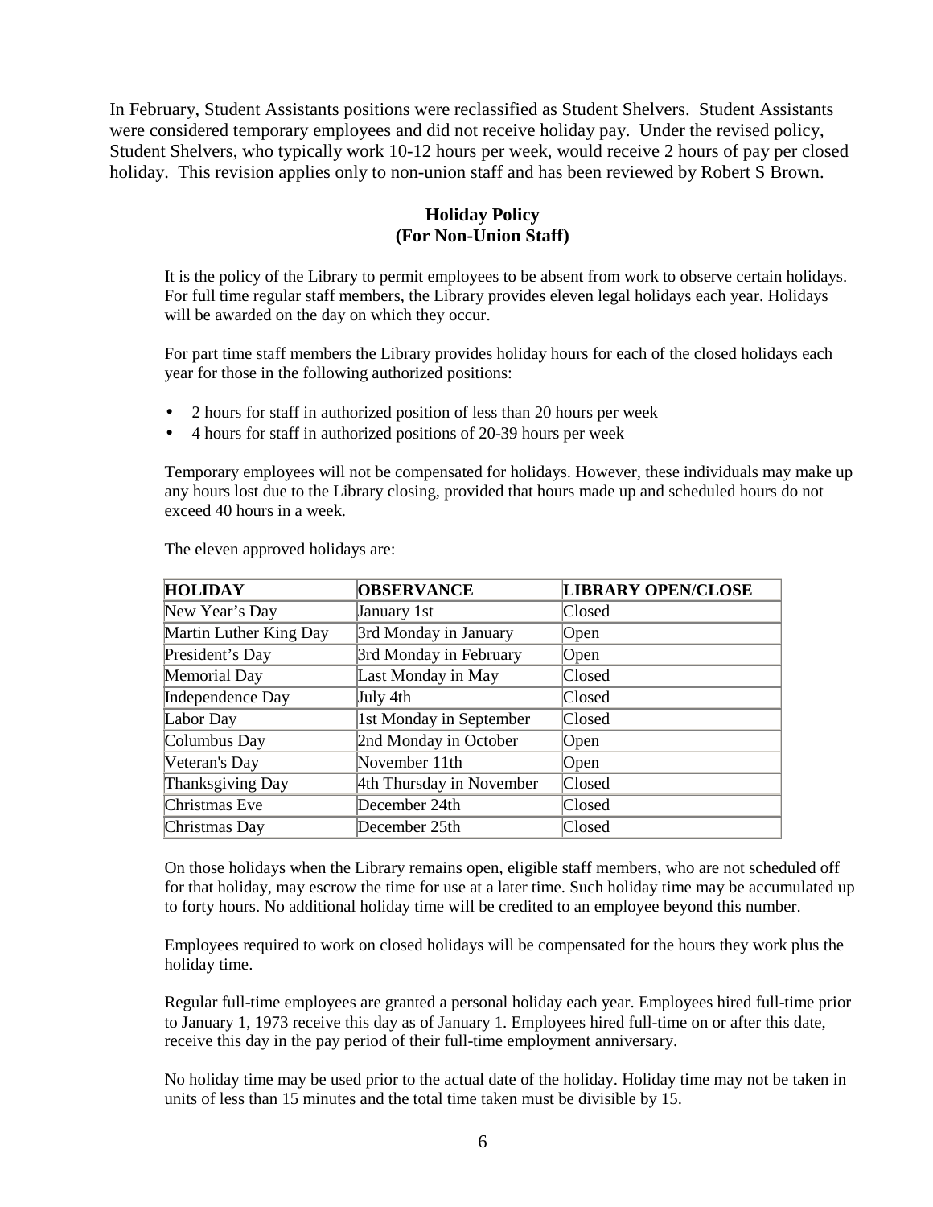In February, Student Assistants positions were reclassified as Student Shelvers. Student Assistants were considered temporary employees and did not receive holiday pay. Under the revised policy, Student Shelvers, who typically work 10-12 hours per week, would receive 2 hours of pay per closed holiday. This revision applies only to non-union staff and has been reviewed by Robert S Brown.

**Holiday Policy**
**(For Non-Union Staff)**

It is the policy of the Library to permit employees to be absent from work to observe certain holidays. For full time regular staff members, the Library provides eleven legal holidays each year. Holidays will be awarded on the day on which they occur.

For part time staff members the Library provides holiday hours for each of the closed holidays each year for those in the following authorized positions:

- 2 hours for staff in authorized position of less than 20 hours per week
- 4 hours for staff in authorized positions of 20-39 hours per week

Temporary employees will not be compensated for holidays. However, these individuals may make up any hours lost due to the Library closing, provided that hours made up and scheduled hours do not exceed 40 hours in a week.

The eleven approved holidays are:

| HOLIDAY | OBSERVANCE | LIBRARY OPEN/CLOSE |
|---|---|---|
| New Year's Day | January 1st | Closed |
| Martin Luther King Day | 3rd Monday in January | Open |
| President's Day | 3rd Monday in February | Open |
| Memorial Day | Last Monday in May | Closed |
| Independence Day | July 4th | Closed |
| Labor Day | 1st Monday in September | Closed |
| Columbus Day | 2nd Monday in October | Open |
| Veteran's Day | November 11th | Open |
| Thanksgiving Day | 4th Thursday in November | Closed |
| Christmas Eve | December 24th | Closed |
| Christmas Day | December 25th | Closed |

On those holidays when the Library remains open, eligible staff members, who are not scheduled off for that holiday, may escrow the time for use at a later time. Such holiday time may be accumulated up to forty hours. No additional holiday time will be credited to an employee beyond this number.

Employees required to work on closed holidays will be compensated for the hours they work plus the holiday time.

Regular full-time employees are granted a personal holiday each year. Employees hired full-time prior to January 1, 1973 receive this day as of January 1. Employees hired full-time on or after this date, receive this day in the pay period of their full-time employment anniversary.

No holiday time may be used prior to the actual date of the holiday. Holiday time may not be taken in units of less than 15 minutes and the total time taken must be divisible by 15.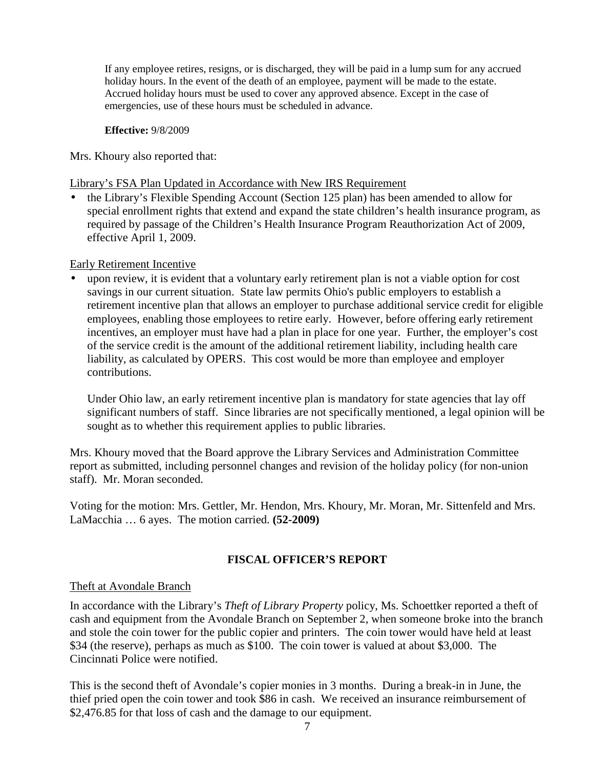If any employee retires, resigns, or is discharged, they will be paid in a lump sum for any accrued holiday hours. In the event of the death of an employee, payment will be made to the estate. Accrued holiday hours must be used to cover any approved absence. Except in the case of emergencies, use of these hours must be scheduled in advance.

**Effective:** 9/8/2009

Mrs. Khoury also reported that:

Library's FSA Plan Updated in Accordance with New IRS Requirement

- the Library's Flexible Spending Account (Section 125 plan) has been amended to allow for special enrollment rights that extend and expand the state children's health insurance program, as required by passage of the Children's Health Insurance Program Reauthorization Act of 2009, effective April 1, 2009.

Early Retirement Incentive

- upon review, it is evident that a voluntary early retirement plan is not a viable option for cost savings in our current situation. State law permits Ohio's public employers to establish a retirement incentive plan that allows an employer to purchase additional service credit for eligible employees, enabling those employees to retire early. However, before offering early retirement incentives, an employer must have had a plan in place for one year. Further, the employer's cost of the service credit is the amount of the additional retirement liability, including health care liability, as calculated by OPERS. This cost would be more than employee and employer contributions.

  Under Ohio law, an early retirement incentive plan is mandatory for state agencies that lay off significant numbers of staff. Since libraries are not specifically mentioned, a legal opinion will be sought as to whether this requirement applies to public libraries.

Mrs. Khoury moved that the Board approve the Library Services and Administration Committee report as submitted, including personnel changes and revision of the holiday policy (for non-union staff). Mr. Moran seconded.

Voting for the motion: Mrs. Gettler, Mr. Hendon, Mrs. Khoury, Mr. Moran, Mr. Sittenfeld and Mrs. LaMacchia … 6 ayes. The motion carried. **(52-2009)**

## FISCAL OFFICER'S REPORT

Theft at Avondale Branch

In accordance with the Library's *Theft of Library Property* policy, Ms. Schoettker reported a theft of cash and equipment from the Avondale Branch on September 2, when someone broke into the branch and stole the coin tower for the public copier and printers. The coin tower would have held at least $34 (the reserve), perhaps as much as $100. The coin tower is valued at about $3,000. The Cincinnati Police were notified.

This is the second theft of Avondale's copier monies in 3 months. During a break-in in June, the thief pried open the coin tower and took $86 in cash. We received an insurance reimbursement of $2,476.85 for that loss of cash and the damage to our equipment.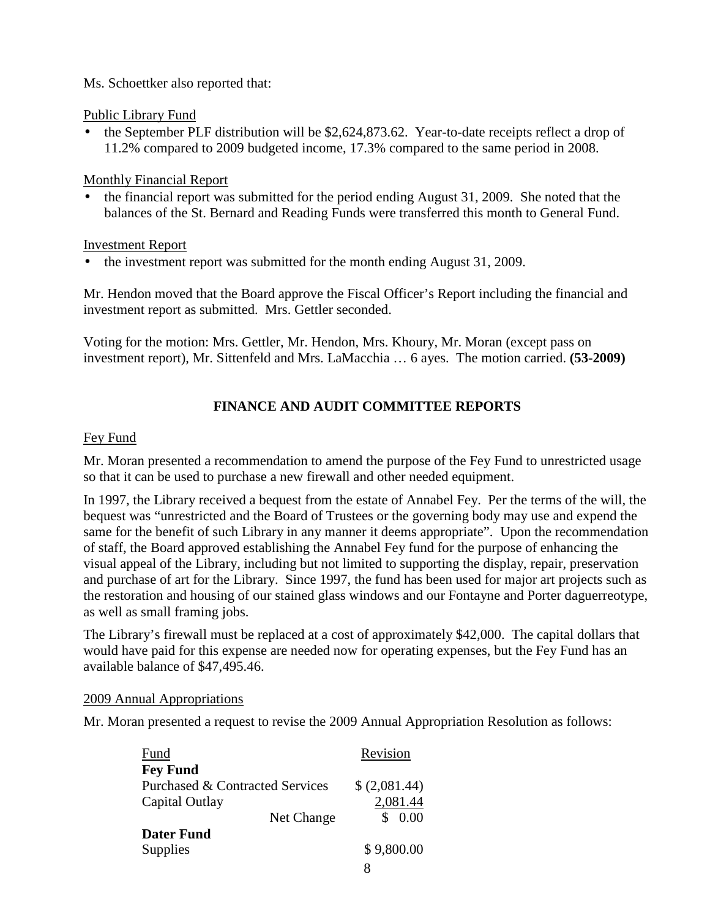Ms. Schoettker also reported that:

Public Library Fund

- the September PLF distribution will be $2,624,873.62. Year-to-date receipts reflect a drop of 11.2% compared to 2009 budgeted income, 17.3% compared to the same period in 2008.

Monthly Financial Report

- the financial report was submitted for the period ending August 31, 2009. She noted that the balances of the St. Bernard and Reading Funds were transferred this month to General Fund.

Investment Report

- the investment report was submitted for the month ending August 31, 2009.

Mr. Hendon moved that the Board approve the Fiscal Officer's Report including the financial and investment report as submitted. Mrs. Gettler seconded.

Voting for the motion: Mrs. Gettler, Mr. Hendon, Mrs. Khoury, Mr. Moran (except pass on investment report), Mr. Sittenfeld and Mrs. LaMacchia … 6 ayes. The motion carried. **(53-2009)**

## FINANCE AND AUDIT COMMITTEE REPORTS

Fey Fund

Mr. Moran presented a recommendation to amend the purpose of the Fey Fund to unrestricted usage so that it can be used to purchase a new firewall and other needed equipment.

In 1997, the Library received a bequest from the estate of Annabel Fey. Per the terms of the will, the bequest was "unrestricted and the Board of Trustees or the governing body may use and expend the same for the benefit of such Library in any manner it deems appropriate". Upon the recommendation of staff, the Board approved establishing the Annabel Fey fund for the purpose of enhancing the visual appeal of the Library, including but not limited to supporting the display, repair, preservation and purchase of art for the Library. Since 1997, the fund has been used for major art projects such as the restoration and housing of our stained glass windows and our Fontayne and Porter daguerreotype, as well as small framing jobs.

The Library's firewall must be replaced at a cost of approximately $42,000. The capital dollars that would have paid for this expense are needed now for operating expenses, but the Fey Fund has an available balance of $47,495.46.

2009 Annual Appropriations

Mr. Moran presented a request to revise the 2009 Annual Appropriation Resolution as follows:

| Fund | Revision |
|---|---|
| **Fey Fund** | |
| Purchased & Contracted Services | $ (2,081.44) |
| Capital Outlay | 2,081.44 |
| Net Change | $ 0.00 |
| **Dater Fund** | |
| Supplies | $ 9,800.00 |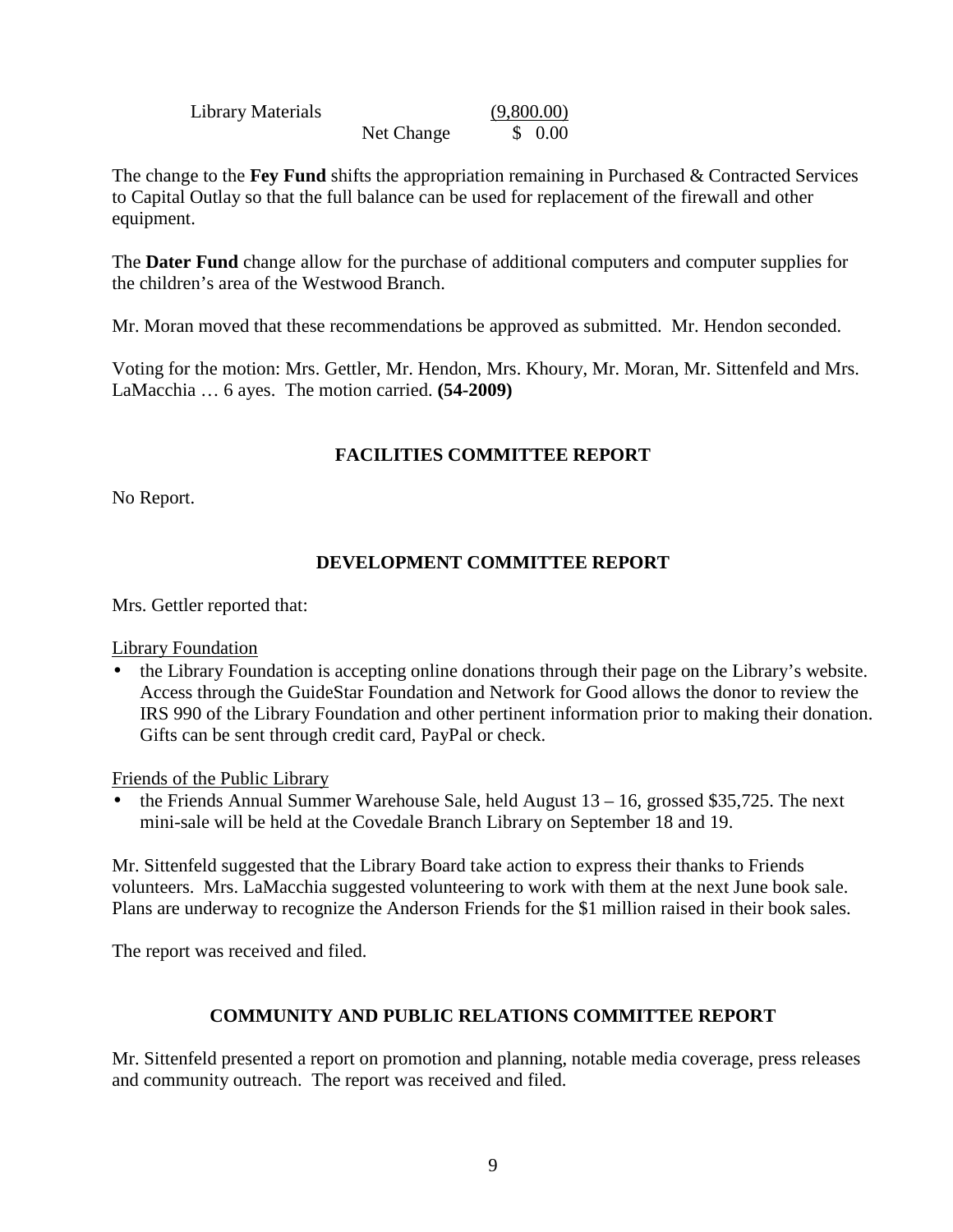| | | |
|---|---|---|
| Library Materials | | (9,800.00) |
| | Net Change | $ 0.00 |

The change to the **Fey Fund** shifts the appropriation remaining in Purchased & Contracted Services to Capital Outlay so that the full balance can be used for replacement of the firewall and other equipment.

The **Dater Fund** change allow for the purchase of additional computers and computer supplies for the children's area of the Westwood Branch.

Mr. Moran moved that these recommendations be approved as submitted. Mr. Hendon seconded.

Voting for the motion: Mrs. Gettler, Mr. Hendon, Mrs. Khoury, Mr. Moran, Mr. Sittenfeld and Mrs. LaMacchia … 6 ayes. The motion carried. **(54-2009)**

## FACILITIES COMMITTEE REPORT

No Report.

## DEVELOPMENT COMMITTEE REPORT

Mrs. Gettler reported that:

Library Foundation

- the Library Foundation is accepting online donations through their page on the Library's website. Access through the GuideStar Foundation and Network for Good allows the donor to review the IRS 990 of the Library Foundation and other pertinent information prior to making their donation. Gifts can be sent through credit card, PayPal or check.

Friends of the Public Library

- the Friends Annual Summer Warehouse Sale, held August 13 – 16, grossed $35,725. The next mini-sale will be held at the Covedale Branch Library on September 18 and 19.

Mr. Sittenfeld suggested that the Library Board take action to express their thanks to Friends volunteers. Mrs. LaMacchia suggested volunteering to work with them at the next June book sale. Plans are underway to recognize the Anderson Friends for the $1 million raised in their book sales.

The report was received and filed.

## COMMUNITY AND PUBLIC RELATIONS COMMITTEE REPORT

Mr. Sittenfeld presented a report on promotion and planning, notable media coverage, press releases and community outreach. The report was received and filed.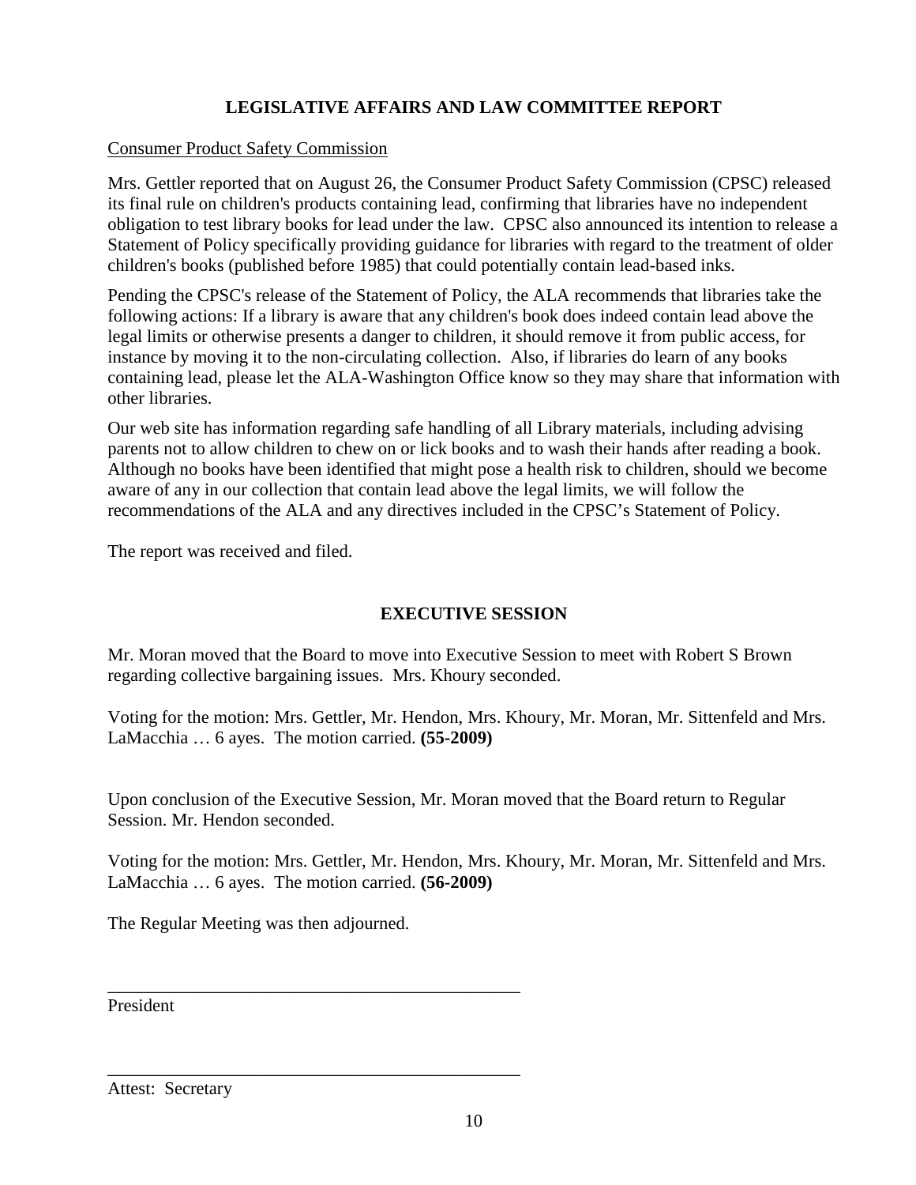## LEGISLATIVE AFFAIRS AND LAW COMMITTEE REPORT

Consumer Product Safety Commission

Mrs. Gettler reported that on August 26, the Consumer Product Safety Commission (CPSC) released its final rule on children's products containing lead, confirming that libraries have no independent obligation to test library books for lead under the law. CPSC also announced its intention to release a Statement of Policy specifically providing guidance for libraries with regard to the treatment of older children's books (published before 1985) that could potentially contain lead-based inks.

Pending the CPSC's release of the Statement of Policy, the ALA recommends that libraries take the following actions: If a library is aware that any children's book does indeed contain lead above the legal limits or otherwise presents a danger to children, it should remove it from public access, for instance by moving it to the non-circulating collection. Also, if libraries do learn of any books containing lead, please let the ALA-Washington Office know so they may share that information with other libraries.

Our web site has information regarding safe handling of all Library materials, including advising parents not to allow children to chew on or lick books and to wash their hands after reading a book. Although no books have been identified that might pose a health risk to children, should we become aware of any in our collection that contain lead above the legal limits, we will follow the recommendations of the ALA and any directives included in the CPSC's Statement of Policy.

The report was received and filed.

## EXECUTIVE SESSION

Mr. Moran moved that the Board to move into Executive Session to meet with Robert S Brown regarding collective bargaining issues. Mrs. Khoury seconded.

Voting for the motion: Mrs. Gettler, Mr. Hendon, Mrs. Khoury, Mr. Moran, Mr. Sittenfeld and Mrs. LaMacchia … 6 ayes. The motion carried. **(55-2009)**

Upon conclusion of the Executive Session, Mr. Moran moved that the Board return to Regular Session. Mr. Hendon seconded.

Voting for the motion: Mrs. Gettler, Mr. Hendon, Mrs. Khoury, Mr. Moran, Mr. Sittenfeld and Mrs. LaMacchia … 6 ayes. The motion carried. **(56-2009)**

The Regular Meeting was then adjourned.

______________________________________________
President

______________________________________________
Attest: Secretary